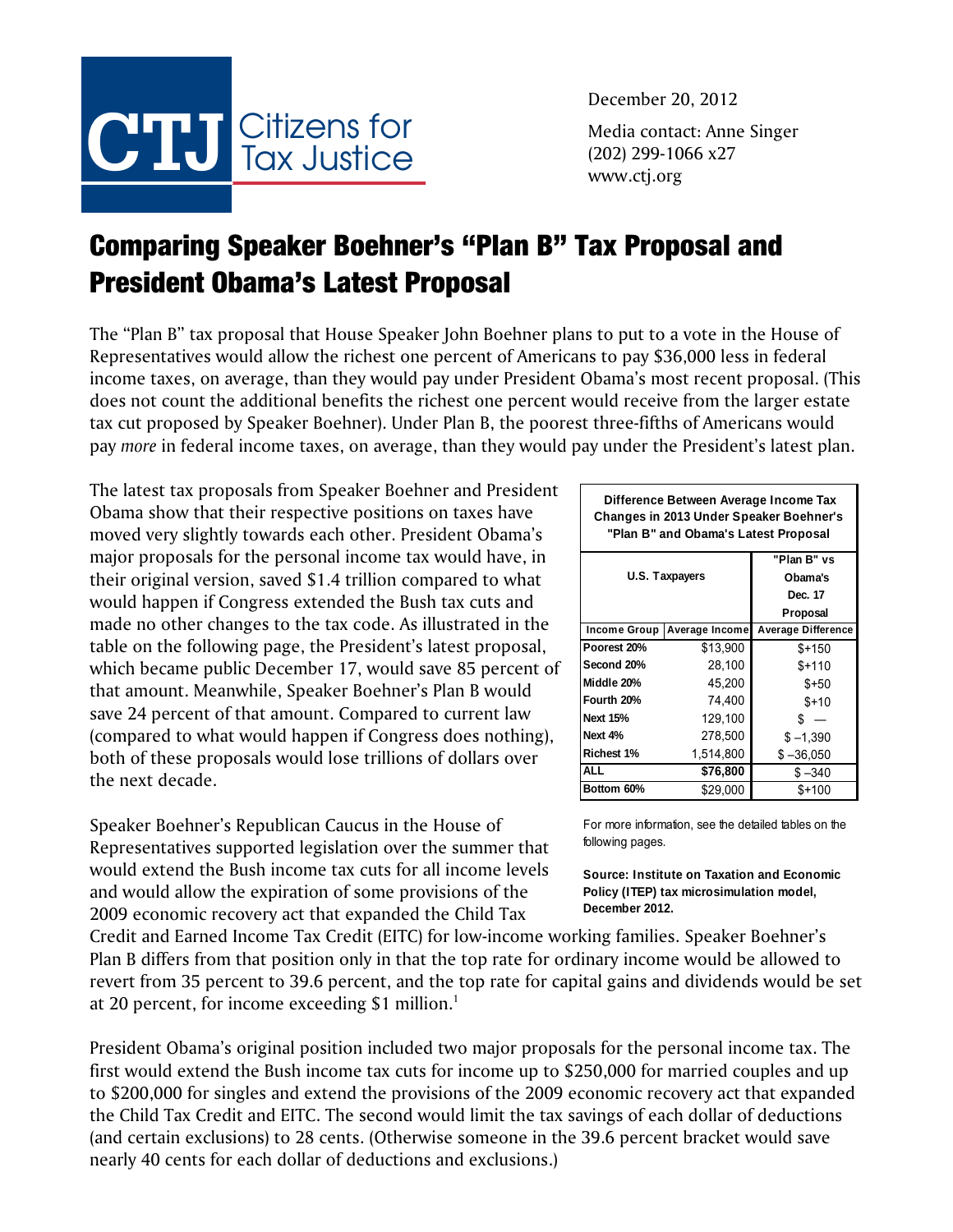CTJ Citizens for Tax Justice

December 20, 2012

Media contact: Anne Singer
(202) 299-1066 x27
www.ctj.org

# Comparing Speaker Boehner's "Plan B" Tax Proposal and President Obama's Latest Proposal

The "Plan B" tax proposal that House Speaker John Boehner plans to put to a vote in the House of Representatives would allow the richest one percent of Americans to pay $36,000 less in federal income taxes, on average, than they would pay under President Obama's most recent proposal. (This does not count the additional benefits the richest one percent would receive from the larger estate tax cut proposed by Speaker Boehner). Under Plan B, the poorest three-fifths of Americans would pay *more* in federal income taxes, on average, than they would pay under the President's latest plan.

The latest tax proposals from Speaker Boehner and President Obama show that their respective positions on taxes have moved very slightly towards each other. President Obama's major proposals for the personal income tax would have, in their original version, saved $1.4 trillion compared to what would happen if Congress extended the Bush tax cuts and made no other changes to the tax code. As illustrated in the table on the following page, the President's latest proposal, which became public December 17, would save 85 percent of that amount. Meanwhile, Speaker Boehner's Plan B would save 24 percent of that amount. Compared to current law (compared to what would happen if Congress does nothing), both of these proposals would lose trillions of dollars over the next decade.

**Difference Between Average Income Tax Changes in 2013 Under Speaker Boehner's "Plan B" and Obama's Latest Proposal**

| U.S. Taxpayers | | "Plan B" vs Obama's Dec. 17 Proposal |
|---|---|---|
| **Income Group** | **Average Income** | **Average Difference** |
| **Poorest 20%** | $13,900 | $+150 |
| **Second 20%** | 28,100 | $+110 |
| **Middle 20%** | 45,200 | $+50 |
| **Fourth 20%** | 74,400 | $+10 |
| **Next 15%** | 129,100 | $ — |
| **Next 4%** | 278,500 | $ –1,390 |
| **Richest 1%** | 1,514,800 | $ –36,050 |
| **ALL** | **$76,800** | $ –340 |
| **Bottom 60%** | $29,000 | $+100 |

For more information, see the detailed tables on the following pages.

**Source: Institute on Taxation and Economic Policy (ITEP) tax microsimulation model, December 2012.**

Speaker Boehner's Republican Caucus in the House of Representatives supported legislation over the summer that would extend the Bush income tax cuts for all income levels and would allow the expiration of some provisions of the 2009 economic recovery act that expanded the Child Tax Credit and Earned Income Tax Credit (EITC) for low-income working families. Speaker Boehner's Plan B differs from that position only in that the top rate for ordinary income would be allowed to revert from 35 percent to 39.6 percent, and the top rate for capital gains and dividends would be set at 20 percent, for income exceeding $1 million.[1]

President Obama's original position included two major proposals for the personal income tax. The first would extend the Bush income tax cuts for income up to $250,000 for married couples and up to $200,000 for singles and extend the provisions of the 2009 economic recovery act that expanded the Child Tax Credit and EITC. The second would limit the tax savings of each dollar of deductions (and certain exclusions) to 28 cents. (Otherwise someone in the 39.6 percent bracket would save nearly 40 cents for each dollar of deductions and exclusions.)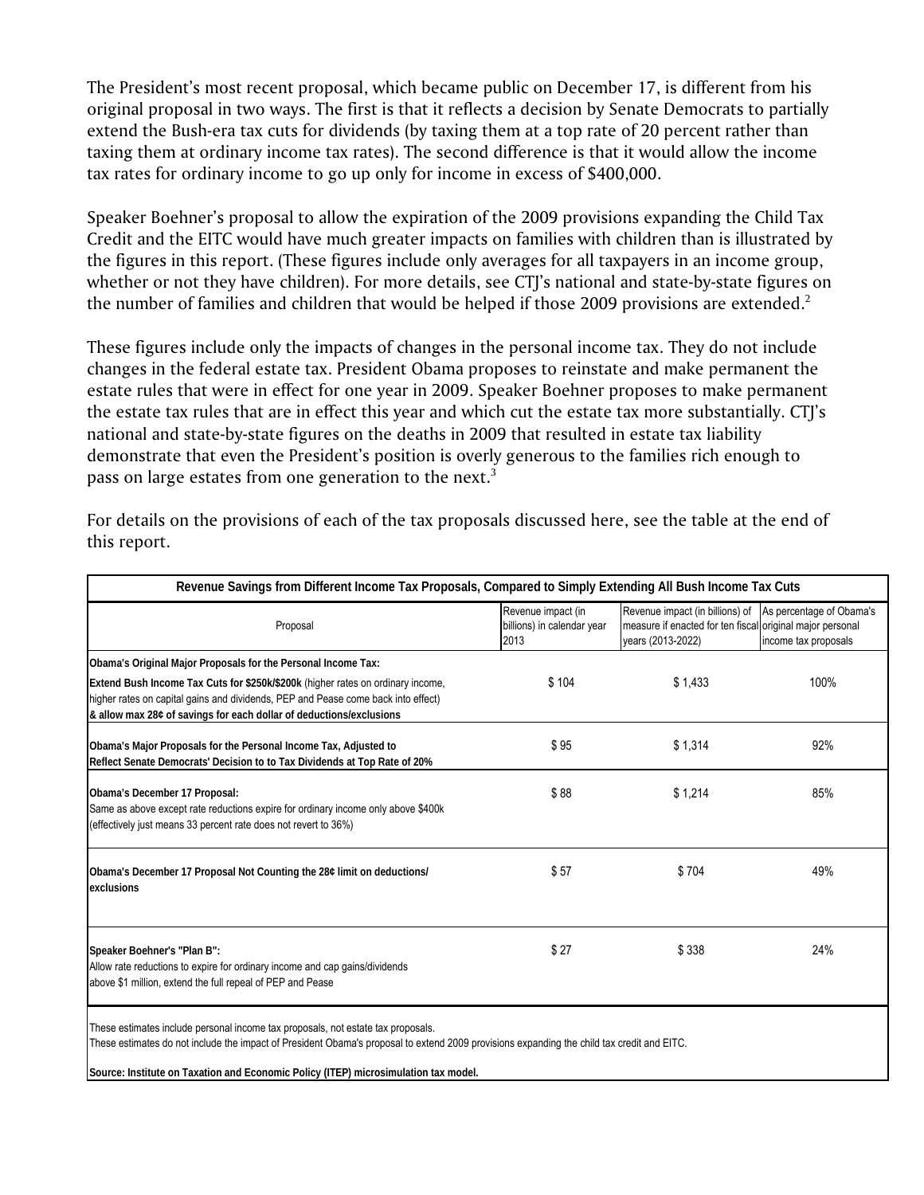The President's most recent proposal, which became public on December 17, is different from his original proposal in two ways. The first is that it reflects a decision by Senate Democrats to partially extend the Bush-era tax cuts for dividends (by taxing them at a top rate of 20 percent rather than taxing them at ordinary income tax rates). The second difference is that it would allow the income tax rates for ordinary income to go up only for income in excess of $400,000.

Speaker Boehner's proposal to allow the expiration of the 2009 provisions expanding the Child Tax Credit and the EITC would have much greater impacts on families with children than is illustrated by the figures in this report. (These figures include only averages for all taxpayers in an income group, whether or not they have children). For more details, see CTJ's national and state-by-state figures on the number of families and children that would be helped if those 2009 provisions are extended.[2]

These figures include only the impacts of changes in the personal income tax. They do not include changes in the federal estate tax. President Obama proposes to reinstate and make permanent the estate rules that were in effect for one year in 2009. Speaker Boehner proposes to make permanent the estate tax rules that are in effect this year and which cut the estate tax more substantially. CTJ's national and state-by-state figures on the deaths in 2009 that resulted in estate tax liability demonstrate that even the President's position is overly generous to the families rich enough to pass on large estates from one generation to the next.[3]

For details on the provisions of each of the tax proposals discussed here, see the table at the end of this report.

**Revenue Savings from Different Income Tax Proposals, Compared to Simply Extending All Bush Income Tax Cuts**

| Proposal | Revenue impact (in billions) in calendar year 2013 | Revenue impact (in billions) of measure if enacted for ten fiscal years (2013-2022) | As percentage of Obama's original major personal income tax proposals |
|---|---|---|---|
| **Obama's Original Major Proposals for the Personal Income Tax:** | | | |
| **Extend Bush Income Tax Cuts for $250k/$200k** (higher rates on ordinary income, higher rates on capital gains and dividends, PEP and Pease come back into effect) **& allow max 28¢ of savings for each dollar of deductions/exclusions** | $ 104 | $ 1,433 | 100% |
| **Obama's Major Proposals for the Personal Income Tax, Adjusted to Reflect Senate Democrats' Decision to to Tax Dividends at Top Rate of 20%** | $ 95 | $ 1,314 | 92% |
| **Obama's December 17 Proposal:** Same as above except rate reductions expire for ordinary income only above $400k (effectively just means 33 percent rate does not revert to 36%) | $ 88 | $ 1,214 | 85% |
| **Obama's December 17 Proposal Not Counting the 28¢ limit on deductions/ exclusions** | $ 57 | $ 704 | 49% |
| **Speaker Boehner's "Plan B":** Allow rate reductions to expire for ordinary income and cap gains/dividends above $1 million, extend the full repeal of PEP and Pease | $ 27 | $ 338 | 24% |

These estimates include personal income tax proposals, not estate tax proposals.
These estimates do not include the impact of President Obama's proposal to extend 2009 provisions expanding the child tax credit and EITC.

**Source: Institute on Taxation and Economic Policy (ITEP) microsimulation tax model.**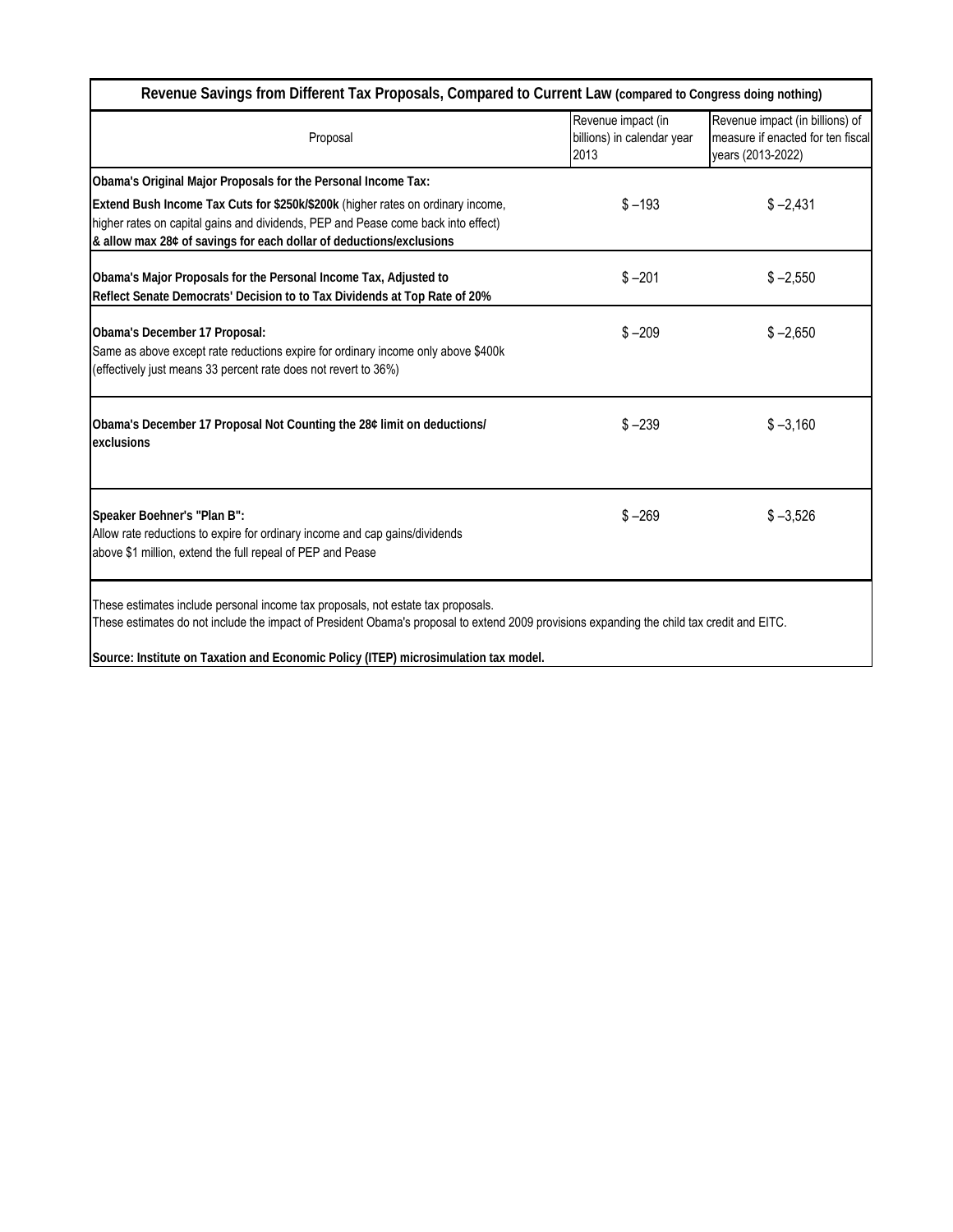**Revenue Savings from Different Tax Proposals, Compared to Current Law** (compared to Congress doing nothing)

| Proposal | Revenue impact (in billions) in calendar year 2013 | Revenue impact (in billions) of measure if enacted for ten fiscal years (2013-2022) |
|---|---|---|
| **Obama's Original Major Proposals for the Personal Income Tax:** **Extend Bush Income Tax Cuts for $250k/$200k** (higher rates on ordinary income, higher rates on capital gains and dividends, PEP and Pease come back into effect) **& allow max 28¢ of savings for each dollar of deductions/exclusions** | $ –193 | $ –2,431 |
| **Obama's Major Proposals for the Personal Income Tax, Adjusted to Reflect Senate Democrats' Decision to to Tax Dividends at Top Rate of 20%** | $ –201 | $ –2,550 |
| **Obama's December 17 Proposal:** Same as above except rate reductions expire for ordinary income only above $400k (effectively just means 33 percent rate does not revert to 36%) | $ –209 | $ –2,650 |
| **Obama's December 17 Proposal Not Counting the 28¢ limit on deductions/ exclusions** | $ –239 | $ –3,160 |
| **Speaker Boehner's "Plan B":** Allow rate reductions to expire for ordinary income and cap gains/dividends above $1 million, extend the full repeal of PEP and Pease | $ –269 | $ –3,526 |

These estimates include personal income tax proposals, not estate tax proposals.
These estimates do not include the impact of President Obama's proposal to extend 2009 provisions expanding the child tax credit and EITC.

**Source: Institute on Taxation and Economic Policy (ITEP) microsimulation tax model.**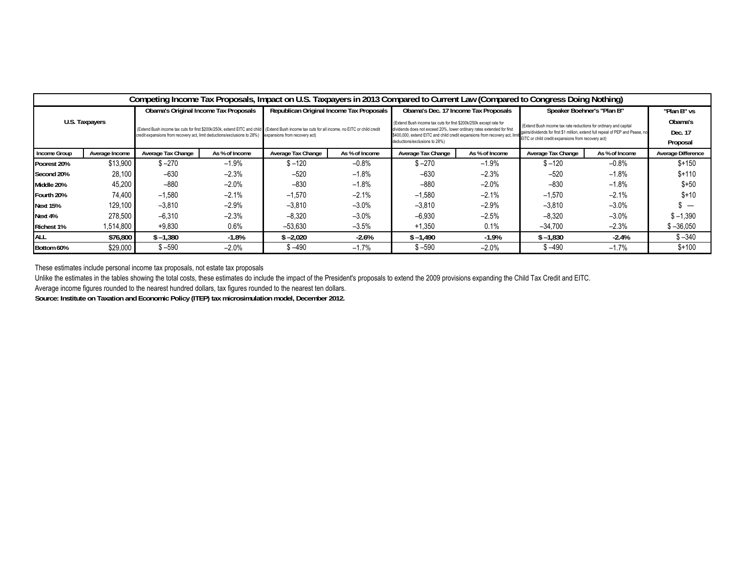| Competing Income Tax Proposals, Impact on U.S. Taxpayers in 2013 Compared to Current Law (Compared to Congress Doing Nothing) | | | | | | | | | | |
|---|---|---|---|---|---|---|---|---|---|---|
| U.S. Taxpayers | | Obama's Original Income Tax Proposals (Extend Bush income tax cuts for first $200k/250k, extend EITC and child credit expansions from recovery act, limit deductions/exclusions to 28%) | | Republican Original Income Tax Proposals (Extend Bush income tax cuts for all income, no EITC or child credit expansions from recovery act) | | Obama's Dec. 17 Income Tax Proposals (Extend Bush income tax cuts for first $200k/250k except rate for dividends does not exceed 20%, lower ordinary rates extended for first $400,000, extend EITC and child credit expansions from recovery act, limit deductions/exclusions to 28%) | | Speaker Boehner's "Plan B" (Extend Bush income tax rate reductions for ordinary and capital gains/dividends for first $1 million, extend full repeal of PEP and Pease, no EITC or child credit expansions from recovery act) | | "Plan B" vs Obama's Dec. 17 Proposal |
| Income Group | Average Income | Average Tax Change | As % of Income | Average Tax Change | As % of Income | Average Tax Change | As % of Income | Average Tax Change | As % of Income | Average Difference |
| Poorest 20% | $13,900 | $ –270 | –1.9% | $ –120 | –0.8% | $ –270 | –1.9% | $ –120 | –0.8% | $+150 |
| Second 20% | 28,100 | –630 | –2.3% | –520 | –1.8% | –630 | –2.3% | –520 | –1.8% | $+110 |
| Middle 20% | 45,200 | –880 | –2.0% | –830 | –1.8% | –880 | –2.0% | –830 | –1.8% | $+50 |
| Fourth 20% | 74,400 | –1,580 | –2.1% | –1,570 | –2.1% | –1,580 | –2.1% | –1,570 | –2.1% | $+10 |
| Next 15% | 129,100 | –3,810 | –2.9% | –3,810 | –3.0% | –3,810 | –2.9% | –3,810 | –3.0% | $ — |
| Next 4% | 278,500 | –6,310 | –2.3% | –8,320 | –3.0% | –6,930 | –2.5% | –8,320 | –3.0% | $ –1,390 |
| Richest 1% | 1,514,800 | +9,830 | 0.6% | –53,630 | –3.5% | +1,350 | 0.1% | –34,700 | –2.3% | $ –36,050 |
| **ALL** | **$76,800** | **$ –1,380** | **-1.8%** | **$ –2,020** | **-2.6%** | **$ –1,490** | **-1.9%** | **$ –1,830** | **-2.4%** | $ –340 |
| **Bottom 60%** | $29,000 | $ –590 | –2.0% | $ –490 | –1.7% | $ –590 | –2.0% | $ –490 | –1.7% | $+100 |

These estimates include personal income tax proposals, not estate tax proposals

Unlike the estimates in the tables showing the total costs, these estimates do include the impact of the President's proposals to extend the 2009 provisions expanding the Child Tax Credit and EITC.

Average income figures rounded to the nearest hundred dollars, tax figures rounded to the nearest ten dollars.

**Source: Institute on Taxation and Economic Policy (ITEP) tax microsimulation model, December 2012.**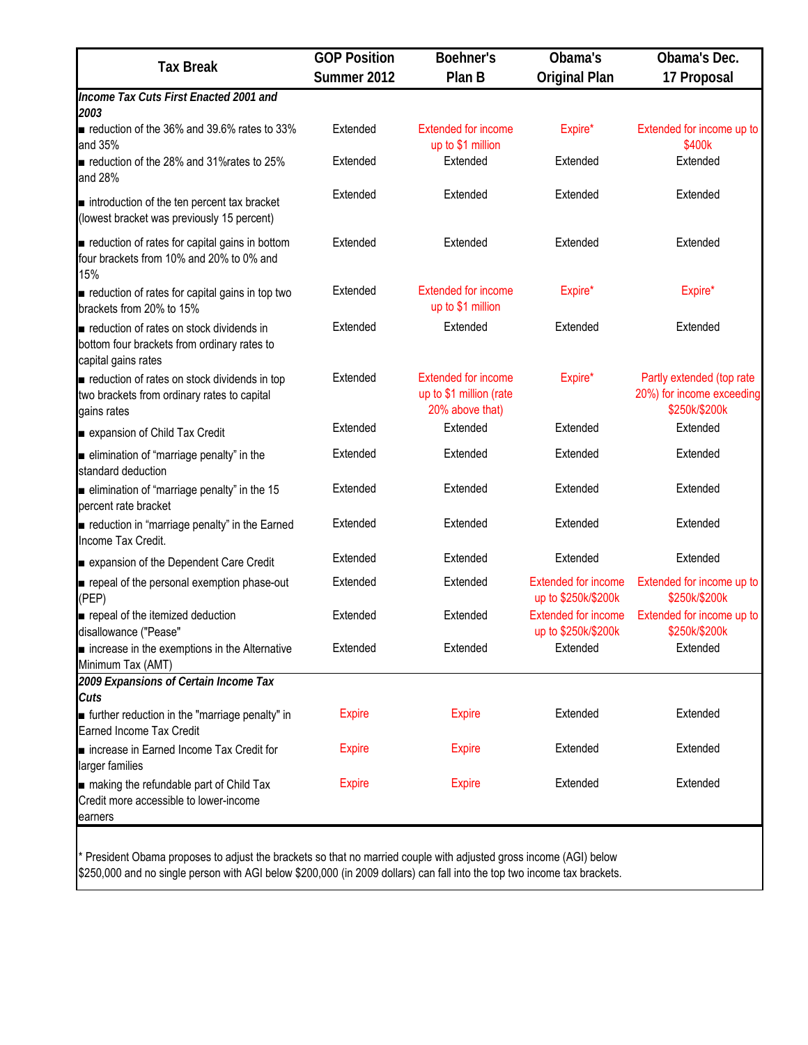| Tax Break | GOP Position Summer 2012 | Boehner's Plan B | Obama's Original Plan | Obama's Dec. 17 Proposal |
|---|---|---|---|---|
| ***Income Tax Cuts First Enacted 2001 and 2003*** | | | | |
| ■ reduction of the 36% and 39.6% rates to 33% and 35% | Extended | Extended for income up to $1 million | Expire* | Extended for income up to $400k |
| ■ reduction of the 28% and 31%rates to 25% and 28% | Extended | Extended | Extended | Extended |
| ■ introduction of the ten percent tax bracket (lowest bracket was previously 15 percent) | Extended | Extended | Extended | Extended |
| ■ reduction of rates for capital gains in bottom four brackets from 10% and 20% to 0% and 15% | Extended | Extended | Extended | Extended |
| ■ reduction of rates for capital gains in top two brackets from 20% to 15% | Extended | Extended for income up to $1 million | Expire* | Expire* |
| ■ reduction of rates on stock dividends in bottom four brackets from ordinary rates to capital gains rates | Extended | Extended | Extended | Extended |
| ■ reduction of rates on stock dividends in top two brackets from ordinary rates to capital gains rates | Extended | Extended for income up to $1 million (rate 20% above that) | Expire* | Partly extended (top rate 20%) for income exceeding $250k/$200k |
| ■ expansion of Child Tax Credit | Extended | Extended | Extended | Extended |
| ■ elimination of "marriage penalty" in the standard deduction | Extended | Extended | Extended | Extended |
| ■ elimination of "marriage penalty" in the 15 percent rate bracket | Extended | Extended | Extended | Extended |
| ■ reduction in "marriage penalty" in the Earned Income Tax Credit. | Extended | Extended | Extended | Extended |
| ■ expansion of the Dependent Care Credit | Extended | Extended | Extended | Extended |
| ■ repeal of the personal exemption phase-out (PEP) | Extended | Extended | Extended for income up to $250k/$200k | Extended for income up to $250k/$200k |
| ■ repeal of the itemized deduction disallowance ("Pease" | Extended | Extended | Extended for income up to $250k/$200k | Extended for income up to $250k/$200k |
| ■ increase in the exemptions in the Alternative Minimum Tax (AMT) | Extended | Extended | Extended | Extended |
| ***2009 Expansions of Certain Income Tax Cuts*** | | | | |
| ■ further reduction in the "marriage penalty" in Earned Income Tax Credit | Expire | Expire | Extended | Extended |
| ■ increase in Earned Income Tax Credit for larger families | Expire | Expire | Extended | Extended |
| ■ making the refundable part of Child Tax Credit more accessible to lower-income earners | Expire | Expire | Extended | Extended |

* President Obama proposes to adjust the brackets so that no married couple with adjusted gross income (AGI) below $250,000 and no single person with AGI below $200,000 (in 2009 dollars) can fall into the top two income tax brackets.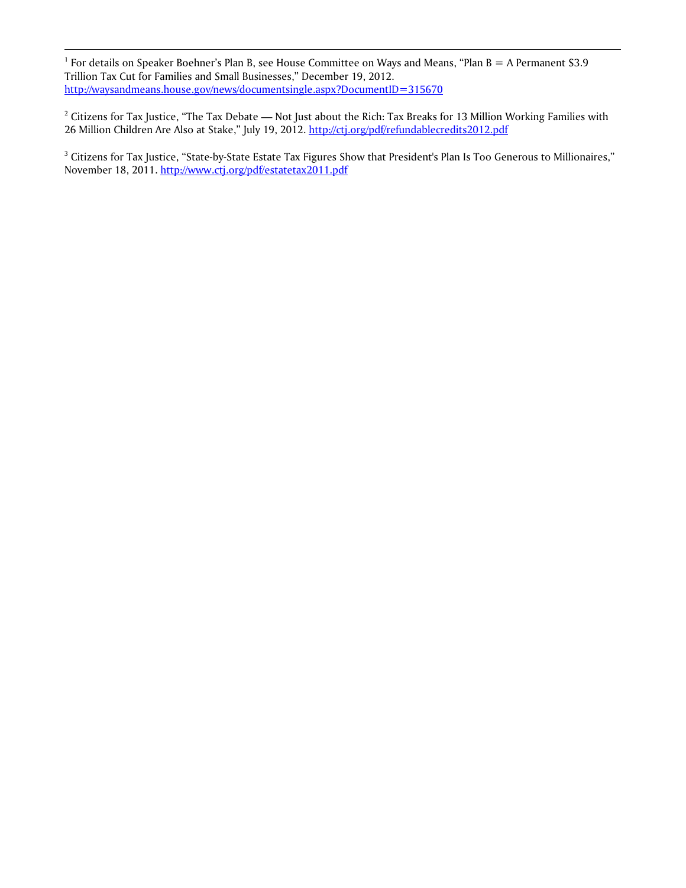[1] For details on Speaker Boehner's Plan B, see House Committee on Ways and Means, "Plan B = A Permanent $3.9 Trillion Tax Cut for Families and Small Businesses," December 19, 2012. http://waysandmeans.house.gov/news/documentsingle.aspx?DocumentID=315670

[2] Citizens for Tax Justice, "The Tax Debate — Not Just about the Rich: Tax Breaks for 13 Million Working Families with 26 Million Children Are Also at Stake," July 19, 2012. http://ctj.org/pdf/refundablecredits2012.pdf

[3] Citizens for Tax Justice, "State-by-State Estate Tax Figures Show that President's Plan Is Too Generous to Millionaires," November 18, 2011. http://www.ctj.org/pdf/estatetax2011.pdf